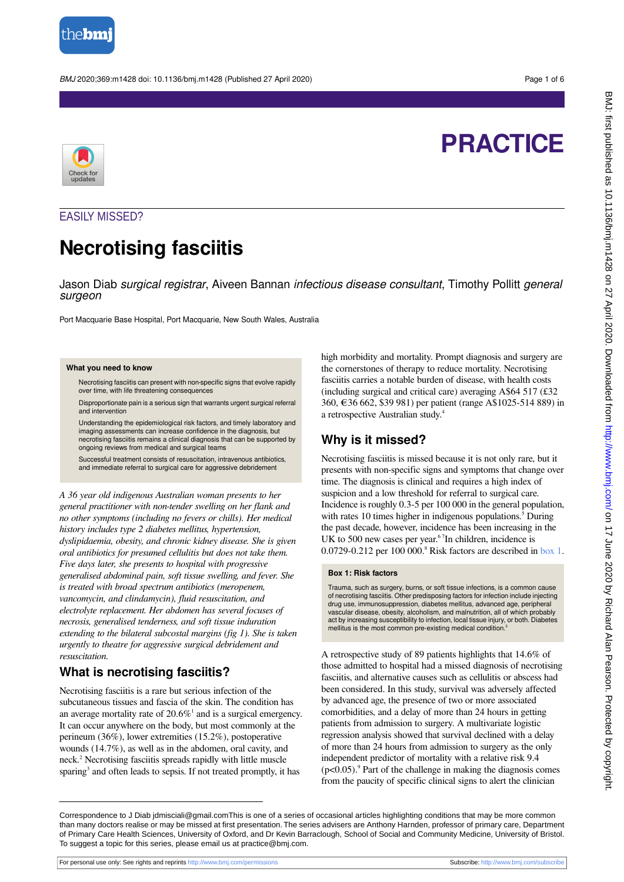PRACTICE

EASILY MISSED?

# Necrotising fasciitis

Jason Diab *surgical registrar*, Aiveen Bannan *infectious disease consultant*, Timothy Pollitt *general surgeon*

Port Macquarie Base Hospital, Port Macquarie, New South Wales, Australia

> **What you need to know**
>
> - Necrotising fasciitis can present with non-specific signs that evolve rapidly over time, with life threatening consequences
> - Disproportionate pain is a serious sign that warrants urgent surgical referral and intervention
> - Understanding the epidemiological risk factors, and timely laboratory and imaging assessments can increase confidence in the diagnosis, but necrotising fasciitis remains a clinical diagnosis that can be supported by ongoing reviews from medical and surgical teams
> - Successful treatment consists of resuscitation, intravenous antibiotics, and immediate referral to surgical care for aggressive debridement

*A 36 year old indigenous Australian woman presents to her general practitioner with non-tender swelling on her flank and no other symptoms (including no fevers or chills). Her medical history includes type 2 diabetes mellitus, hypertension, dyslipidaemia, obesity, and chronic kidney disease. She is given oral antibiotics for presumed cellulitis but does not take them. Five days later, she presents to hospital with progressive generalised abdominal pain, soft tissue swelling, and fever. She is treated with broad spectrum antibiotics (meropenem, vancomycin, and clindamycin), fluid resuscitation, and electrolyte replacement. Her abdomen has several focuses of necrosis, generalised tenderness, and soft tissue induration extending to the bilateral subcostal margins (fig 1). She is taken urgently to theatre for aggressive surgical debridement and resuscitation.*

## What is necrotising fasciitis?

Necrotising fasciitis is a rare but serious infection of the subcutaneous tissues and fascia of the skin. The condition has an average mortality rate of 20.6%[1] and is a surgical emergency. It can occur anywhere on the body, but most commonly at the perineum (36%), lower extremities (15.2%), postoperative wounds (14.7%), as well as in the abdomen, oral cavity, and neck.[2] Necrotising fasciitis spreads rapidly with little muscle sparing[3] and often leads to sepsis. If not treated promptly, it has high morbidity and mortality. Prompt diagnosis and surgery are the cornerstones of therapy to reduce mortality. Necrotising fasciitis carries a notable burden of disease, with health costs (including surgical and critical care) averaging A$64 517 (£32 360, €36 662, $39 981) per patient (range A$1025-514 889) in a retrospective Australian study.[4]

## Why is it missed?

Necrotising fasciitis is missed because it is not only rare, but it presents with non-specific signs and symptoms that change over time. The diagnosis is clinical and requires a high index of suspicion and a low threshold for referral to surgical care. Incidence is roughly 0.3-5 per 100 000 in the general population, with rates 10 times higher in indigenous populations.[5] During the past decade, however, incidence has been increasing in the UK to 500 new cases per year.[6,7] In children, incidence is 0.0729-0.212 per 100 000.[8] Risk factors are described in box 1.

> **Box 1: Risk factors**
>
> Trauma, such as surgery, burns, or soft tissue infections, is a common cause of necrotising fasciitis. Other predisposing factors for infection include injecting drug use, immunosuppression, diabetes mellitus, advanced age, peripheral vascular disease, obesity, alcoholism, and malnutrition, all of which probably act by increasing susceptibility to infection, local tissue injury, or both. Diabetes mellitus is the most common pre-existing medical condition.[3]

A retrospective study of 89 patients highlights that 14.6% of those admitted to hospital had a missed diagnosis of necrotising fasciitis, and alternative causes such as cellulitis or abscess had been considered. In this study, survival was adversely affected by advanced age, the presence of two or more associated comorbidities, and a delay of more than 24 hours in getting patients from admission to surgery. A multivariate logistic regression analysis showed that survival declined with a delay of more than 24 hours from admission to surgery as the only independent predictor of mortality with a relative risk 9.4 ($p<0.05$).[9] Part of the challenge in making the diagnosis comes from the paucity of specific clinical signs to alert the clinician

Correspondence to J Diab jdmisciali@gmail.comThis is one of a series of occasional articles highlighting conditions that may be more common than many doctors realise or may be missed at first presentation. The series advisers are Anthony Harnden, professor of primary care, Department of Primary Care Health Sciences, University of Oxford, and Dr Kevin Barraclough, School of Social and Community Medicine, University of Bristol. To suggest a topic for this series, please email us at practice@bmj.com.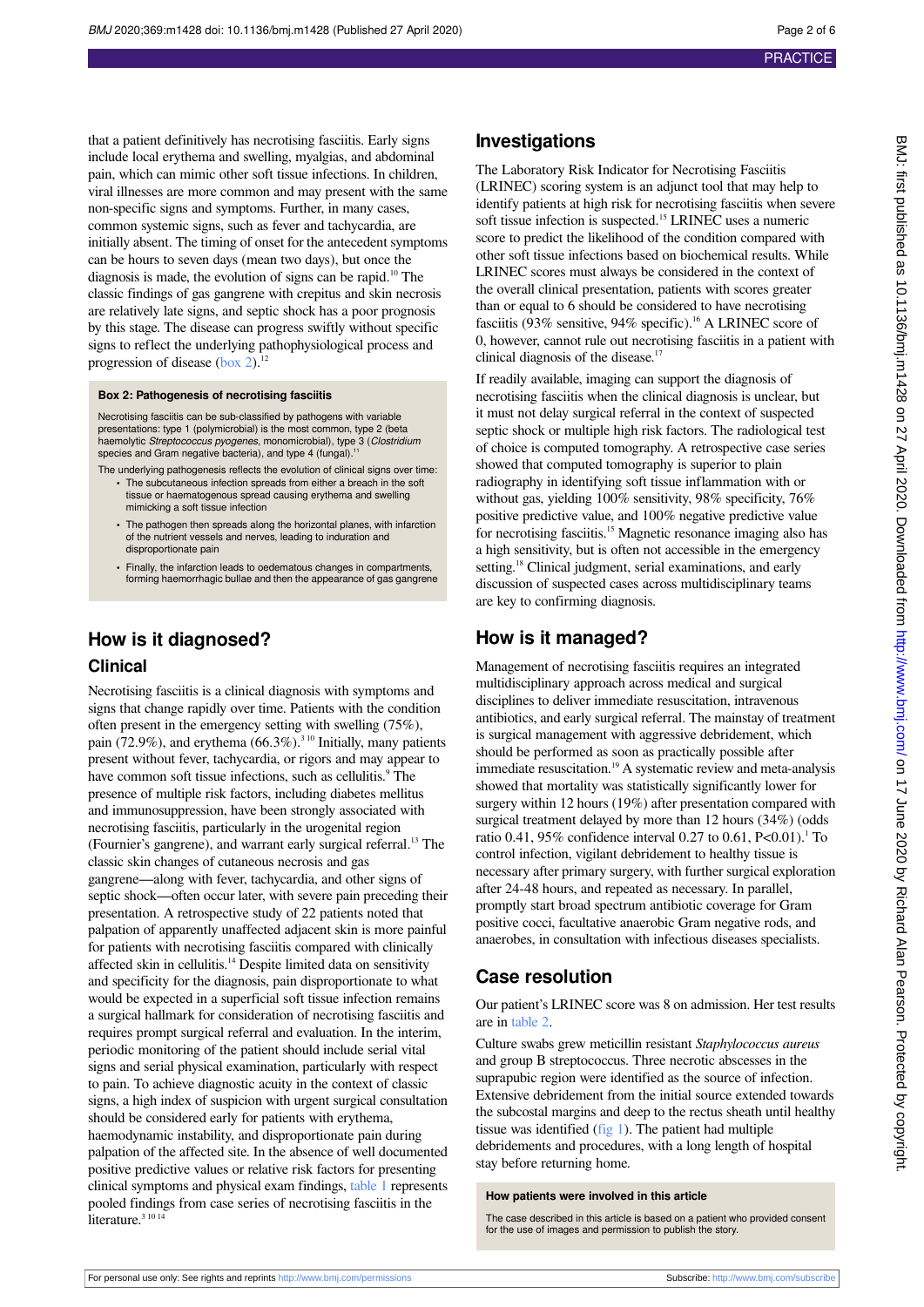that a patient definitively has necrotising fasciitis. Early signs include local erythema and swelling, myalgias, and abdominal pain, which can mimic other soft tissue infections. In children, viral illnesses are more common and may present with the same non-specific signs and symptoms. Further, in many cases, common systemic signs, such as fever and tachycardia, are initially absent. The timing of onset for the antecedent symptoms can be hours to seven days (mean two days), but once the diagnosis is made, the evolution of signs can be rapid.[10] The classic findings of gas gangrene with crepitus and skin necrosis are relatively late signs, and septic shock has a poor prognosis by this stage. The disease can progress swiftly without specific signs to reflect the underlying pathophysiological process and progression of disease (box 2).[12]

> **Box 2: Pathogenesis of necrotising fasciitis**
>
> Necrotising fasciitis can be sub-classified by pathogens with variable presentations: type 1 (polymicrobial) is the most common, type 2 (beta haemolytic *Streptococcus pyogenes*, monomicrobial), type 3 (*Clostridium* species and Gram negative bacteria), and type 4 (fungal).[11]
>
> The underlying pathogenesis reflects the evolution of clinical signs over time:
> - The subcutaneous infection spreads from either a breach in the soft tissue or haematogenous spread causing erythema and swelling mimicking a soft tissue infection
> - The pathogen then spreads along the horizontal planes, with infarction of the nutrient vessels and nerves, leading to induration and disproportionate pain
> - Finally, the infarction leads to oedematous changes in compartments, forming haemorrhagic bullae and then the appearance of gas gangrene

## How is it diagnosed?

### Clinical

Necrotising fasciitis is a clinical diagnosis with symptoms and signs that change rapidly over time. Patients with the condition often present in the emergency setting with swelling (75%), pain (72.9%), and erythema (66.3%).[3,10] Initially, many patients present without fever, tachycardia, or rigors and may appear to have common soft tissue infections, such as cellulitis.[9] The presence of multiple risk factors, including diabetes mellitus and immunosuppression, have been strongly associated with necrotising fasciitis, particularly in the urogenital region (Fournier's gangrene), and warrant early surgical referral.[13] The classic skin changes of cutaneous necrosis and gas gangrene—along with fever, tachycardia, and other signs of septic shock—often occur later, with severe pain preceding their presentation. A retrospective study of 22 patients noted that palpation of apparently unaffected adjacent skin is more painful for patients with necrotising fasciitis compared with clinically affected skin in cellulitis.[14] Despite limited data on sensitivity and specificity for the diagnosis, pain disproportionate to what would be expected in a superficial soft tissue infection remains a surgical hallmark for consideration of necrotising fasciitis and requires prompt surgical referral and evaluation. In the interim, periodic monitoring of the patient should include serial vital signs and serial physical examination, particularly with respect to pain. To achieve diagnostic acuity in the context of classic signs, a high index of suspicion with urgent surgical consultation should be considered early for patients with erythema, haemodynamic instability, and disproportionate pain during palpation of the affected site. In the absence of well documented positive predictive values or relative risk factors for presenting clinical symptoms and physical exam findings, table 1 represents pooled findings from case series of necrotising fasciitis in the literature.[3,10,14]

## Investigations

The Laboratory Risk Indicator for Necrotising Fasciitis (LRINEC) scoring system is an adjunct tool that may help to identify patients at high risk for necrotising fasciitis when severe soft tissue infection is suspected.[15] LRINEC uses a numeric score to predict the likelihood of the condition compared with other soft tissue infections based on biochemical results. While LRINEC scores must always be considered in the context of the overall clinical presentation, patients with scores greater than or equal to 6 should be considered to have necrotising fasciitis (93% sensitive, 94% specific).[16] A LRINEC score of 0, however, cannot rule out necrotising fasciitis in a patient with clinical diagnosis of the disease.[17]

If readily available, imaging can support the diagnosis of necrotising fasciitis when the clinical diagnosis is unclear, but it must not delay surgical referral in the context of suspected septic shock or multiple high risk factors. The radiological test of choice is computed tomography. A retrospective case series showed that computed tomography is superior to plain radiography in identifying soft tissue inflammation with or without gas, yielding 100% sensitivity, 98% specificity, 76% positive predictive value, and 100% negative predictive value for necrotising fasciitis.[15] Magnetic resonance imaging also has a high sensitivity, but is often not accessible in the emergency setting.[18] Clinical judgment, serial examinations, and early discussion of suspected cases across multidisciplinary teams are key to confirming diagnosis.

## How is it managed?

Management of necrotising fasciitis requires an integrated multidisciplinary approach across medical and surgical disciplines to deliver immediate resuscitation, intravenous antibiotics, and early surgical referral. The mainstay of treatment is surgical management with aggressive debridement, which should be performed as soon as practically possible after immediate resuscitation.[19] A systematic review and meta-analysis showed that mortality was statistically significantly lower for surgery within 12 hours (19%) after presentation compared with surgical treatment delayed by more than 12 hours (34%) (odds ratio 0.41, 95% confidence interval 0.27 to 0.61, $P<0.01$).[1] To control infection, vigilant debridement to healthy tissue is necessary after primary surgery, with further surgical exploration after 24-48 hours, and repeated as necessary. In parallel, promptly start broad spectrum antibiotic coverage for Gram positive cocci, facultative anaerobic Gram negative rods, and anaerobes, in consultation with infectious diseases specialists.

## Case resolution

Our patient's LRINEC score was 8 on admission. Her test results are in table 2.

Culture swabs grew meticillin resistant *Staphylococcus aureus* and group B streptococcus. Three necrotic abscesses in the suprapubic region were identified as the source of infection. Extensive debridement from the initial source extended towards the subcostal margins and deep to the rectus sheath until healthy tissue was identified (fig 1). The patient had multiple debridements and procedures, with a long length of hospital stay before returning home.

> **How patients were involved in this article**
>
> The case described in this article is based on a patient who provided consent for the use of images and permission to publish the story.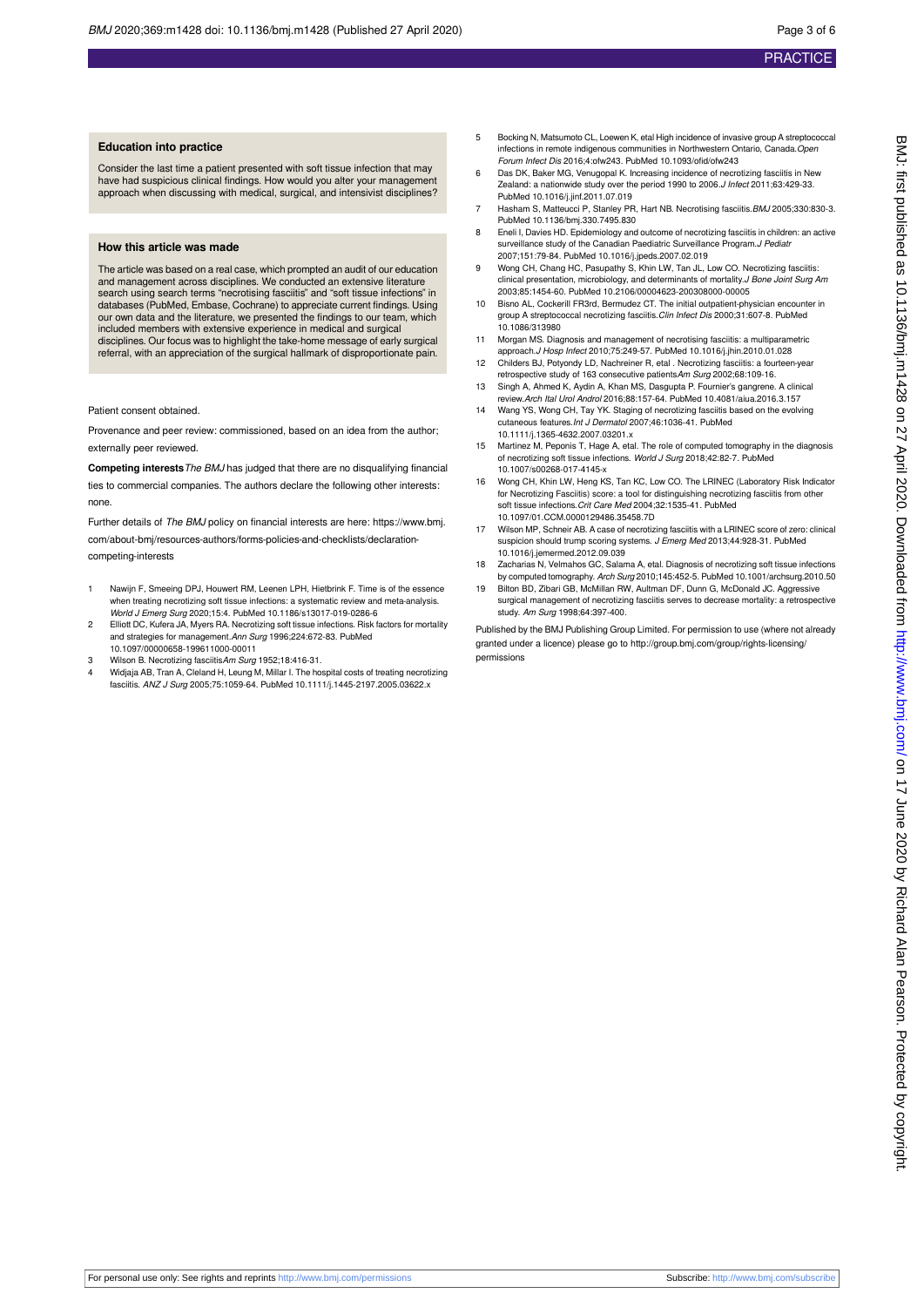### Education into practice

Consider the last time a patient presented with soft tissue infection that may have had suspicious clinical findings. How would you alter your management approach when discussing with medical, surgical, and intensivist disciplines?

### How this article was made

The article was based on a real case, which prompted an audit of our education and management across disciplines. We conducted an extensive literature search using search terms "necrotising fasciitis" and "soft tissue infections" in databases (PubMed, Embase, Cochrane) to appreciate current findings. Using our own data and the literature, we presented the findings to our team, which included members with extensive experience in medical and surgical disciplines. Our focus was to highlight the take-home message of early surgical referral, with an appreciation of the surgical hallmark of disproportionate pain.

Patient consent obtained.

Provenance and peer review: commissioned, based on an idea from the author; externally peer reviewed.

**Competing interests** *The BMJ* has judged that there are no disqualifying financial ties to commercial companies. The authors declare the following other interests: none.

Further details of *The BMJ* policy on financial interests are here: https://www.bmj.com/about-bmj/resources-authors/forms-policies-and-checklists/declaration-competing-interests

1. Nawijn F, Smeeing DPJ, Houwert RM, Leenen LPH, Hietbrink F. Time is of the essence when treating necrotizing soft tissue infections: a systematic review and meta-analysis. *World J Emerg Surg* 2020;15:4. PubMed 10.1186/s13017-019-0286-6
2. Elliott DC, Kufera JA, Myers RA. Necrotizing soft tissue infections. Risk factors for mortality and strategies for management. *Ann Surg* 1996;224:672-83. PubMed 10.1097/00000658-199611000-00011
3. Wilson B. Necrotizing fasciitis *Am Surg* 1952;18:416-31.
4. Widjaja AB, Tran A, Cleland H, Leung M, Millar I. The hospital costs of treating necrotizing fasciitis. *ANZ J Surg* 2005;75:1059-64. PubMed 10.1111/j.1445-2197.2005.03622.x
5. Bocking N, Matsumoto CL, Loewen K, etal High incidence of invasive group A streptococcal infections in remote indigenous communities in Northwestern Ontario, Canada. *Open Forum Infect Dis* 2016;4:ofw243. PubMed 10.1093/ofid/ofw243
6. Das DK, Baker MG, Venugopal K. Increasing incidence of necrotizing fasciitis in New Zealand: a nationwide study over the period 1990 to 2006. *J Infect* 2011;63:429-33. PubMed 10.1016/j.jinf.2011.07.019
7. Hasham S, Matteucci P, Stanley PR, Hart NB. Necrotising fasciitis. *BMJ* 2005;330:830-3. PubMed 10.1136/bmj.330.7495.830
8. Eneli I, Davies HD. Epidemiology and outcome of necrotizing fasciitis in children: an active surveillance study of the Canadian Paediatric Surveillance Program. *J Pediatr* 2007;151:79-84. PubMed 10.1016/j.jpeds.2007.02.019
9. Wong CH, Chang HC, Pasupathy S, Khin LW, Tan JL, Low CO. Necrotizing fasciitis: clinical presentation, microbiology, and determinants of mortality. *J Bone Joint Surg Am* 2003;85:1454-60. PubMed 10.2106/00004623-200308000-00005
10. Bisno AL, Cockerill FR3rd, Bermudez CT. The initial outpatient-physician encounter in group A streptococcal necrotizing fasciitis. *Clin Infect Dis* 2000;31:607-8. PubMed 10.1086/313980
11. Morgan MS. Diagnosis and management of necrotising fasciitis: a multiparametric approach. *J Hosp Infect* 2010;75:249-57. PubMed 10.1016/j.jhin.2010.01.028
12. Childers BJ, Potyondy LD, Nachreiner R, etal . Necrotizing fasciitis: a fourteen-year retrospective study of 163 consecutive patients *Am Surg* 2002;68:109-16.
13. Singh A, Ahmed K, Aydin A, Khan MS, Dasgupta P. Fournier's gangrene. A clinical review. *Arch Ital Urol Androl* 2016;88:157-64. PubMed 10.4081/aiua.2016.3.157
14. Wang YS, Wong CH, Tay YK. Staging of necrotizing fasciitis based on the evolving cutaneous features. *Int J Dermatol* 2007;46:1036-41. PubMed 10.1111/j.1365-4632.2007.03201.x
15. Martinez M, Peponis T, Hage A, etal. The role of computed tomography in the diagnosis of necrotizing soft tissue infections. *World J Surg* 2018;42:82-7. PubMed 10.1007/s00268-017-4145-x
16. Wong CH, Khin LW, Heng KS, Tan KC, Low CO. The LRINEC (Laboratory Risk Indicator for Necrotizing Fasciitis) score: a tool for distinguishing necrotizing fasciitis from other soft tissue infections. *Crit Care Med* 2004;32:1535-41. PubMed 10.1097/01.CCM.0000129486.35458.7D
17. Wilson MP, Schneir AB. A case of necrotizing fasciitis with a LRINEC score of zero: clinical suspicion should trump scoring systems. *J Emerg Med* 2013;44:928-31. PubMed 10.1016/j.jemermed.2012.09.039
18. Zacharias N, Velmahos GC, Salama A, etal. Diagnosis of necrotizing soft tissue infections by computed tomography. *Arch Surg* 2010;145:452-5. PubMed 10.1001/archsurg.2010.50
19. Bilton BD, Zibari GB, McMillan RW, Aultman DF, Dunn G, McDonald JC. Aggressive surgical management of necrotizing fasciitis serves to decrease mortality: a retrospective study. *Am Surg* 1998;64:397-400.

Published by the BMJ Publishing Group Limited. For permission to use (where not already granted under a licence) please go to http://group.bmj.com/group/rights-licensing/permissions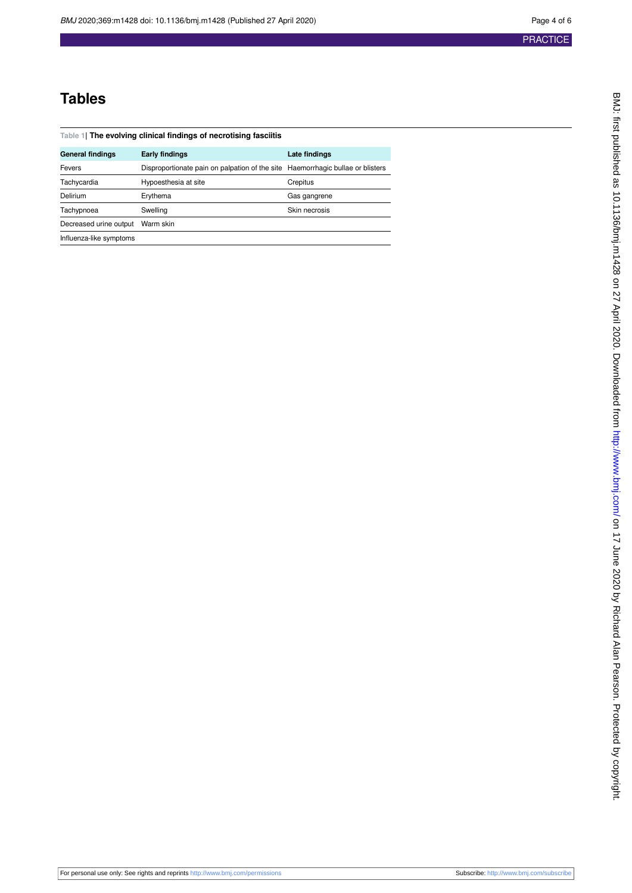# Tables

**Table 1| The evolving clinical findings of necrotising fasciitis**

| General findings | Early findings | Late findings |
|---|---|---|
| Fevers | Disproportionate pain on palpation of the site | Haemorrhagic bullae or blisters |
| Tachycardia | Hypoesthesia at site | Crepitus |
| Delirium | Erythema | Gas gangrene |
| Tachypnoea | Swelling | Skin necrosis |
| Decreased urine output | Warm skin | |
| Influenza-like symptoms | | |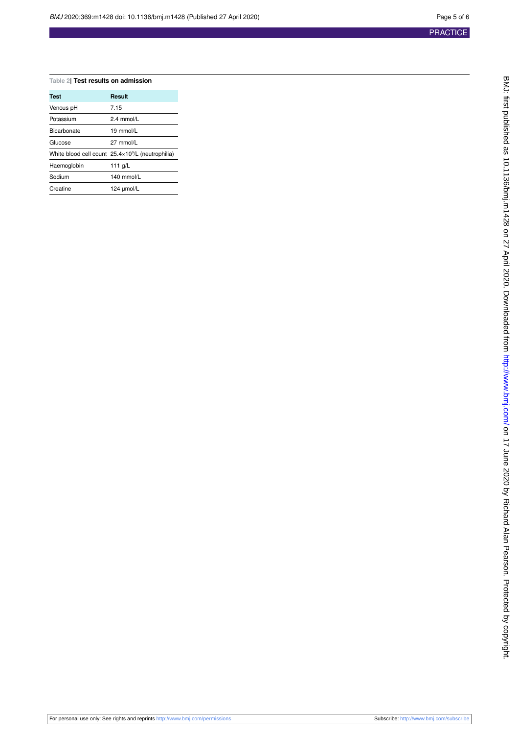Table 2| **Test results on admission**

| Test | Result |
| --- | --- |
| Venous pH | 7.15 |
| Potassium | 2.4 mmol/L |
| Bicarbonate | 19 mmol/L |
| Glucose | 27 mmol/L |
| White blood cell count | $25.4\times10^9$/L (neutrophilia) |
| Haemoglobin | 111 g/L |
| Sodium | 140 mmol/L |
| Creatine | 124 μmol/L |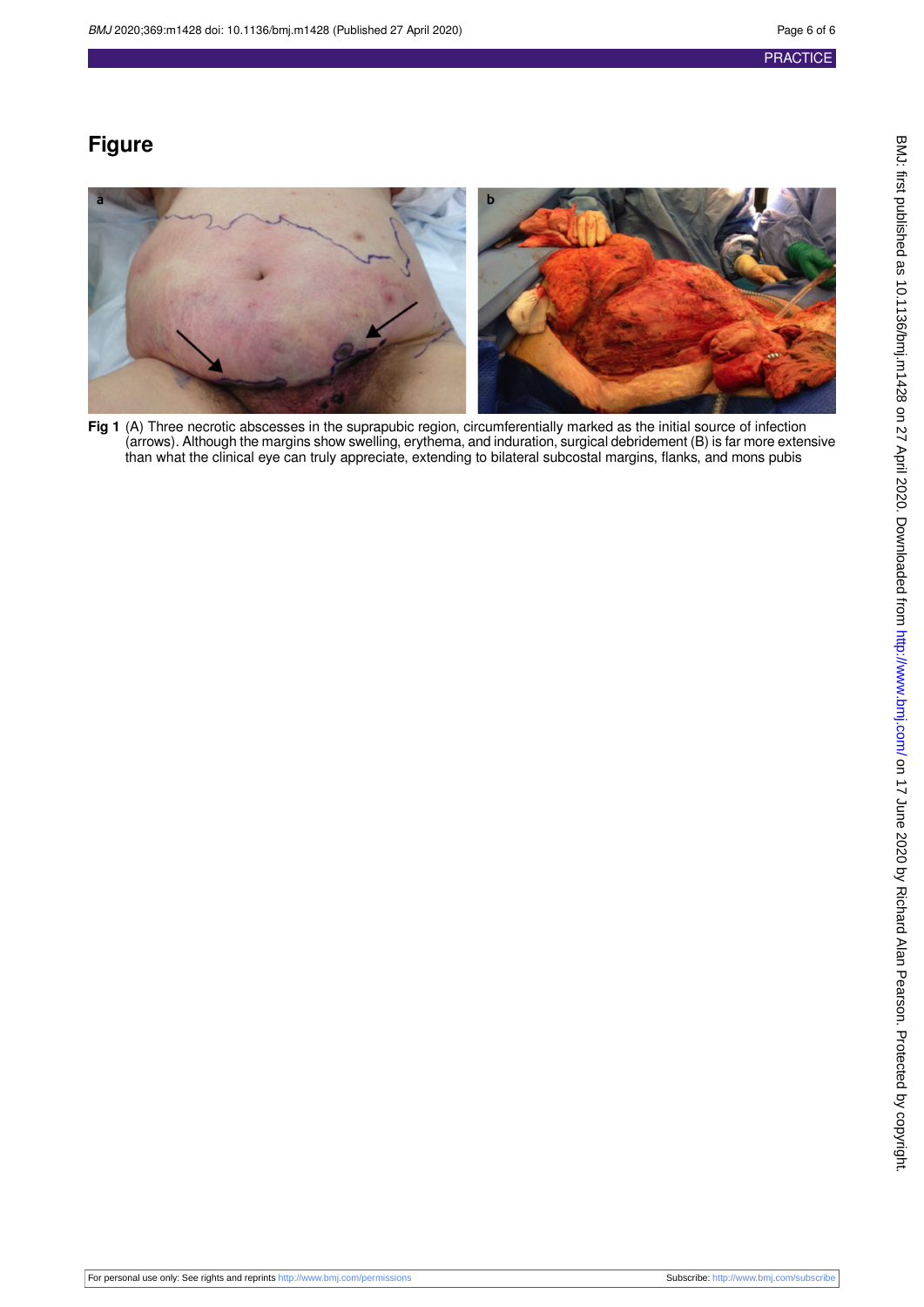# Figure

**Fig 1** (A) Three necrotic abscesses in the suprapubic region, circumferentially marked as the initial source of infection (arrows). Although the margins show swelling, erythema, and induration, surgical debridement (B) is far more extensive than what the clinical eye can truly appreciate, extending to bilateral subcostal margins, flanks, and mons pubis